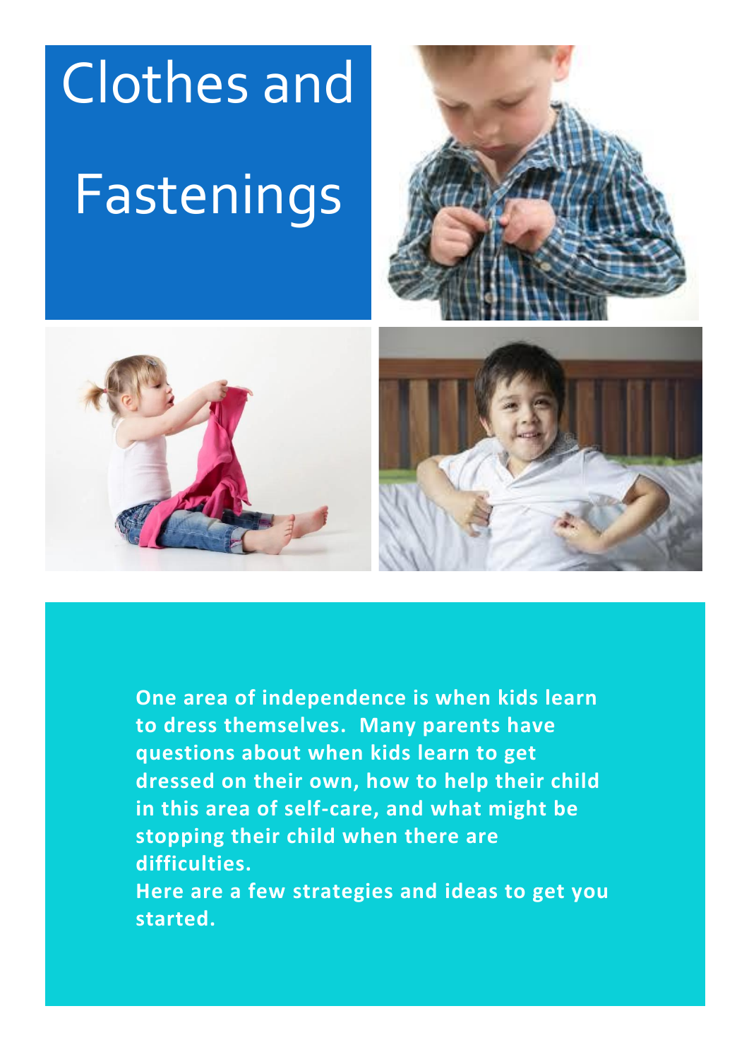# Clothes and Fastenings

**One area of independence is when kids learn to dress themselves. Many parents have questions about when kids learn to get dressed on their own, how to help their child in this area of self-care, and what might be stopping their child when there are difficulties.**

**Here are a few strategies and ideas to get you started.**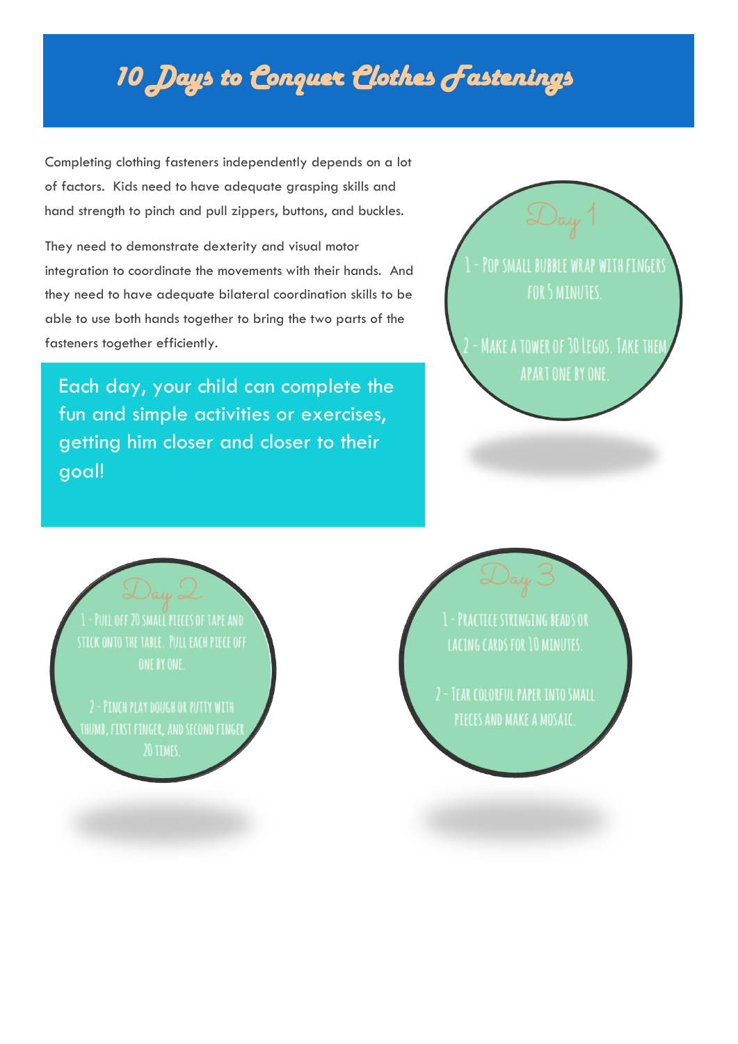# 10 Days to Conquer Clothes Fastenings

Completing clothing fasteners independently depends on a lot of factors. Kids need to have adequate grasping skills and hand strength to pinch and pull zippers, buttons, and buckles.

They need to demonstrate dexterity and visual motor integration to coordinate the movements with their hands. And they need to have adequate bilateral coordination skills to be able to use both hands together to bring the two parts of the fasteners together efficiently.

Each day, your child can complete the fun and simple activities or exercises, getting him closer and closer to their goal!

## Day 1

1 - Pop small bubble wrap with fingers for 5 minutes.

2 - Make a tower of 30 Legos. Take them apart one by one.

## Day 2

1 - Pull off 20 small pieces of tape and stick onto the table. Pull each piece off one by one.

2 - Pinch play dough or putty with thumb, first finger, and second finger 20 times.

## Day 3

1 - Practice stringing beads or lacing cards for 10 minutes.

2 - Tear colorful paper into small pieces and make a mosaic.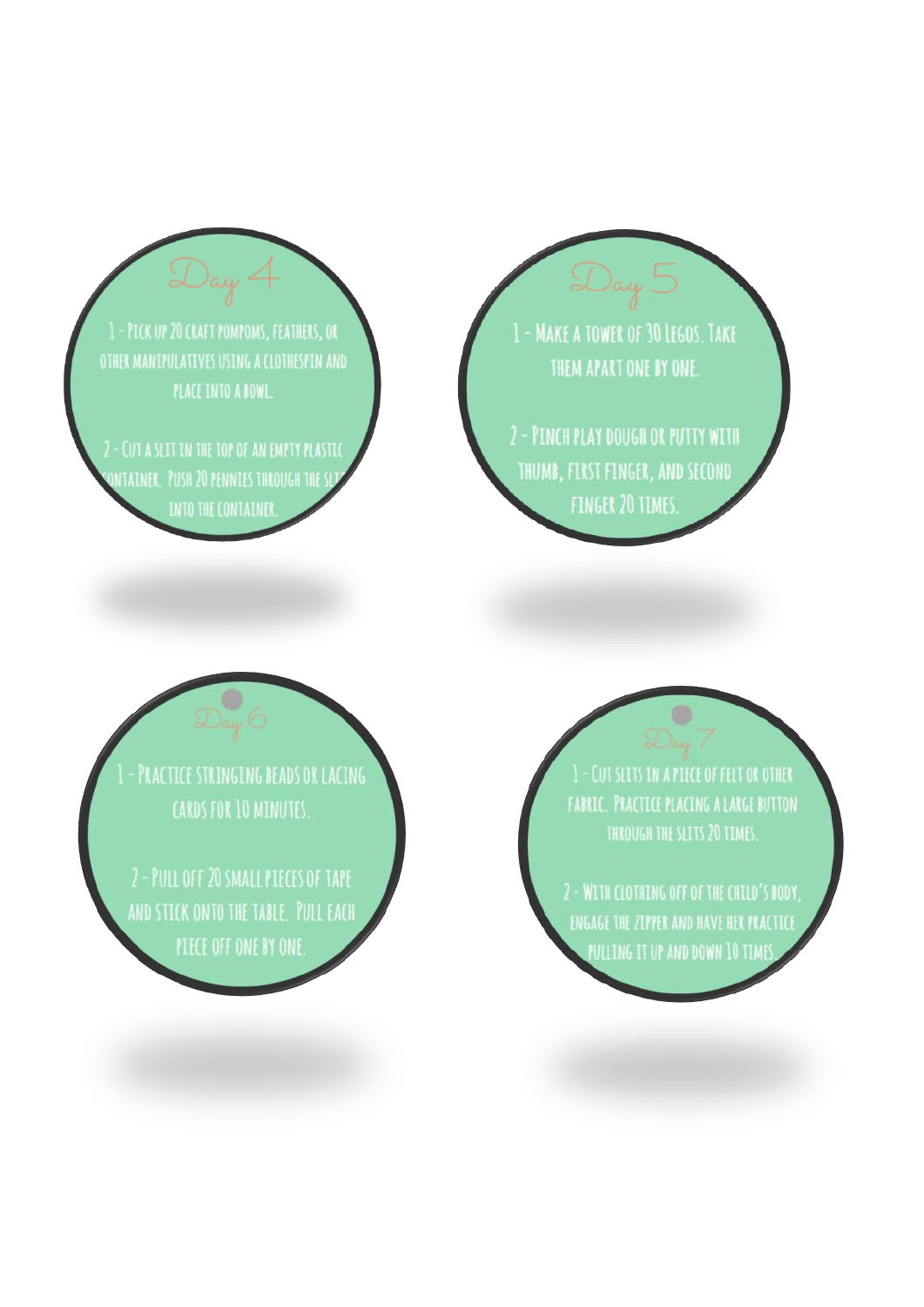## Day 4

1 - Pick up 20 craft pompoms, feathers, or other manipulatives using a clothespin and place into a bowl.

2 - Cut a slit in the top of an empty plastic container. Push 20 pennies through the slit into the container.

## Day 5

1 - Make a tower of 30 Legos. Take them apart one by one.

2 - Pinch play dough or putty with thumb, first finger, and second finger 20 times.

## Day 6

1 - Practice stringing beads or lacing cards for 10 minutes.

2 - Pull off 20 small pieces of tape and stick onto the table. Pull each piece off one by one.

## Day 7

1 - Cut slits in a piece of felt or other fabric. Practice placing a large button through the slits 20 times.

2 - With clothing off of the child's body, engage the zipper and have her practice pulling it up and down 10 times.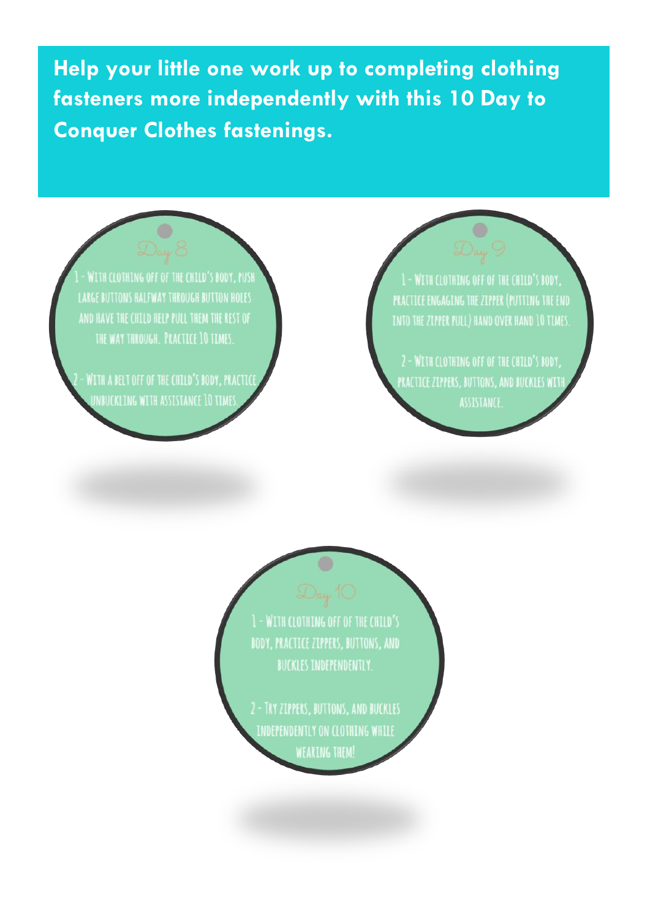**Help your little one work up to completing clothing fasteners more independently with this 10 Day to Conquer Clothes fastenings.**

### Day 8

1 - With clothing off of the child's body, push large buttons halfway through button holes and have the child help pull them the rest of the way through. Practice 10 times.

2 - With a belt off of the child's body, practice unbuckling with assistance 10 times.

### Day 9

1 - With clothing off of the child's body, practice engaging the zipper (putting the end into the zipper pull) hand over hand 10 times.

2 - With clothing off of the child's body, practice zippers, buttons, and buckles with assistance.

### Day 10

1 - With clothing off of the child's body, practice zippers, buttons, and buckles independently.

2 - Try zippers, buttons, and buckles independently on clothing while wearing them!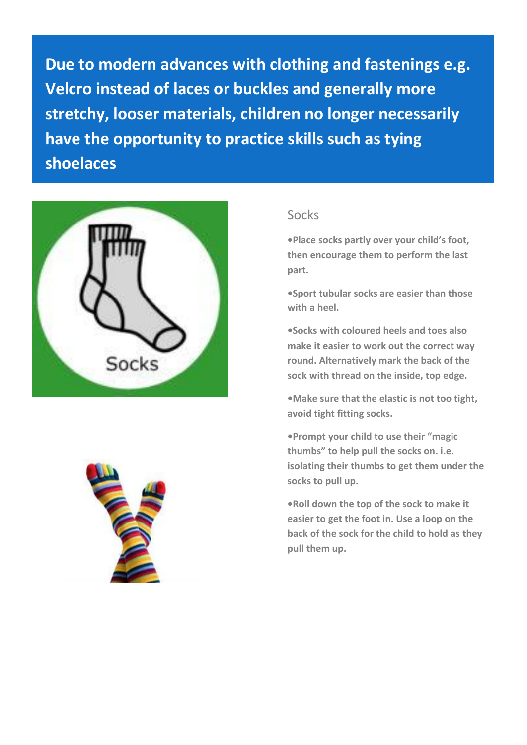**Due to modern advances with clothing and fastenings e.g. Velcro instead of laces or buckles and generally more stretchy, looser materials, children no longer necessarily have the opportunity to practice skills such as tying shoelaces**

## Socks

**•Place socks partly over your child's foot, then encourage them to perform the last part.**

**•Sport tubular socks are easier than those with a heel.**

**•Socks with coloured heels and toes also make it easier to work out the correct way round. Alternatively mark the back of the sock with thread on the inside, top edge.**

**•Make sure that the elastic is not too tight, avoid tight fitting socks.**

**•Prompt your child to use their "magic thumbs" to help pull the socks on. i.e. isolating their thumbs to get them under the socks to pull up.**

**•Roll down the top of the sock to make it easier to get the foot in. Use a loop on the back of the sock for the child to hold as they pull them up.**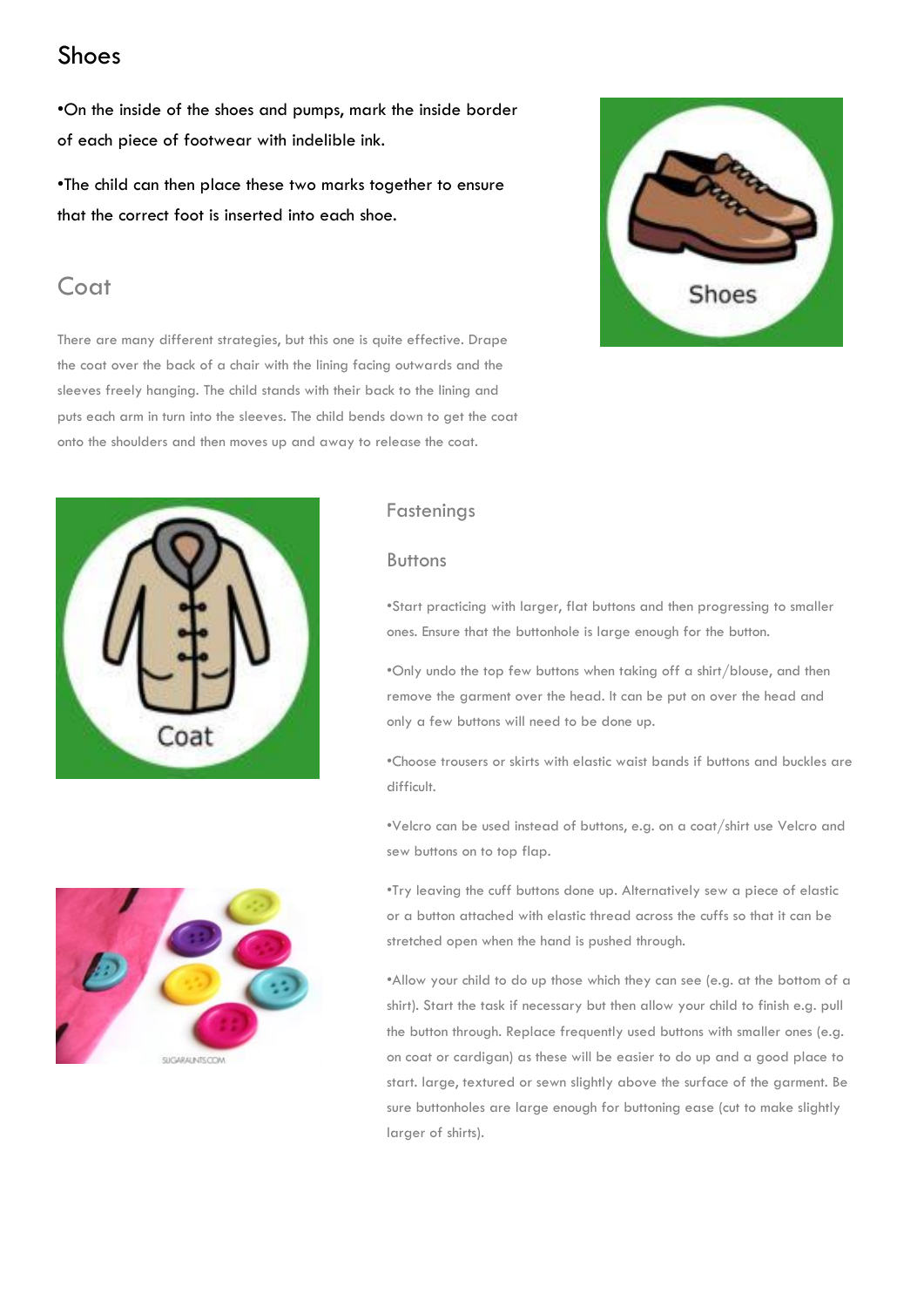# Shoes

•On the inside of the shoes and pumps, mark the inside border of each piece of footwear with indelible ink.

•The child can then place these two marks together to ensure that the correct foot is inserted into each shoe.

# Coat

There are many different strategies, but this one is quite effective. Drape the coat over the back of a chair with the lining facing outwards and the sleeves freely hanging. The child stands with their back to the lining and puts each arm in turn into the sleeves. The child bends down to get the coat onto the shoulders and then moves up and away to release the coat.

## Fastenings

### Buttons

•Start practicing with larger, flat buttons and then progressing to smaller ones. Ensure that the buttonhole is large enough for the button.

•Only undo the top few buttons when taking off a shirt/blouse, and then remove the garment over the head. It can be put on over the head and only a few buttons will need to be done up.

•Choose trousers or skirts with elastic waist bands if buttons and buckles are difficult.

•Velcro can be used instead of buttons, e.g. on a coat/shirt use Velcro and sew buttons on to top flap.

•Try leaving the cuff buttons done up. Alternatively sew a piece of elastic or a button attached with elastic thread across the cuffs so that it can be stretched open when the hand is pushed through.

•Allow your child to do up those which they can see (e.g. at the bottom of a shirt). Start the task if necessary but then allow your child to finish e.g. pull the button through. Replace frequently used buttons with smaller ones (e.g. on coat or cardigan) as these will be easier to do up and a good place to start. large, textured or sewn slightly above the surface of the garment. Be sure buttonholes are large enough for buttoning ease (cut to make slightly larger of shirts).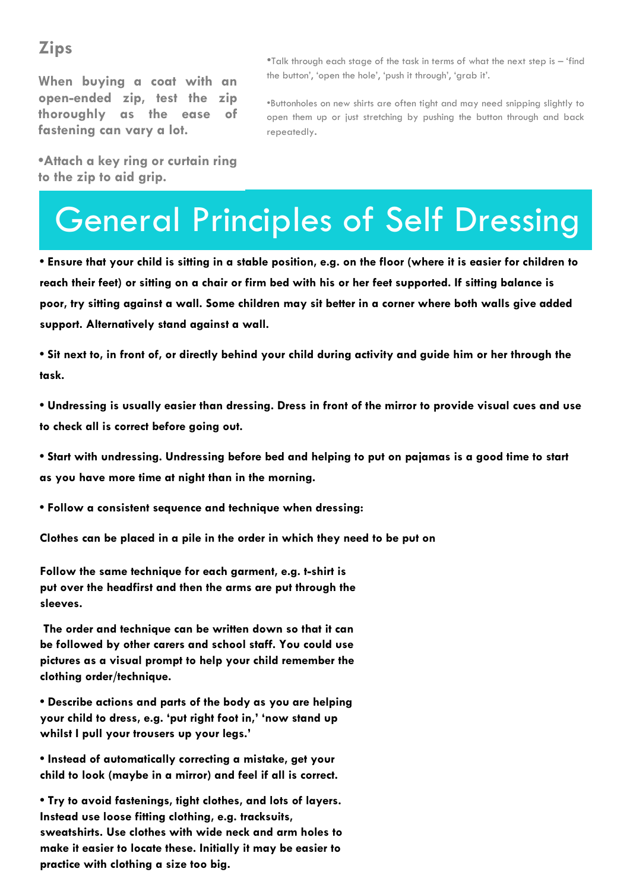## Zips

**When buying a coat with an open-ended zip, test the zip thoroughly as the ease of fastening can vary a lot.**

**•Attach a key ring or curtain ring to the zip to aid grip.**

•Talk through each stage of the task in terms of what the next step is – 'find the button', 'open the hole', 'push it through', 'grab it'.

•Buttonholes on new shirts are often tight and may need snipping slightly to open them up or just stretching by pushing the button through and back repeatedly.

# General Principles of Self Dressing

**• Ensure that your child is sitting in a stable position, e.g. on the floor (where it is easier for children to reach their feet) or sitting on a chair or firm bed with his or her feet supported. If sitting balance is poor, try sitting against a wall. Some children may sit better in a corner where both walls give added support. Alternatively stand against a wall.**

**• Sit next to, in front of, or directly behind your child during activity and guide him or her through the task.**

**• Undressing is usually easier than dressing. Dress in front of the mirror to provide visual cues and use to check all is correct before going out.**

**• Start with undressing. Undressing before bed and helping to put on pajamas is a good time to start as you have more time at night than in the morning.**

**• Follow a consistent sequence and technique when dressing:**

**Clothes can be placed in a pile in the order in which they need to be put on**

**Follow the same technique for each garment, e.g. t-shirt is put over the headfirst and then the arms are put through the sleeves.**

**The order and technique can be written down so that it can be followed by other carers and school staff. You could use pictures as a visual prompt to help your child remember the clothing order/technique.**

**• Describe actions and parts of the body as you are helping your child to dress, e.g. 'put right foot in,' 'now stand up whilst I pull your trousers up your legs.'**

**• Instead of automatically correcting a mistake, get your child to look (maybe in a mirror) and feel if all is correct.**

**• Try to avoid fastenings, tight clothes, and lots of layers. Instead use loose fitting clothing, e.g. tracksuits, sweatshirts. Use clothes with wide neck and arm holes to make it easier to locate these. Initially it may be easier to practice with clothing a size too big.**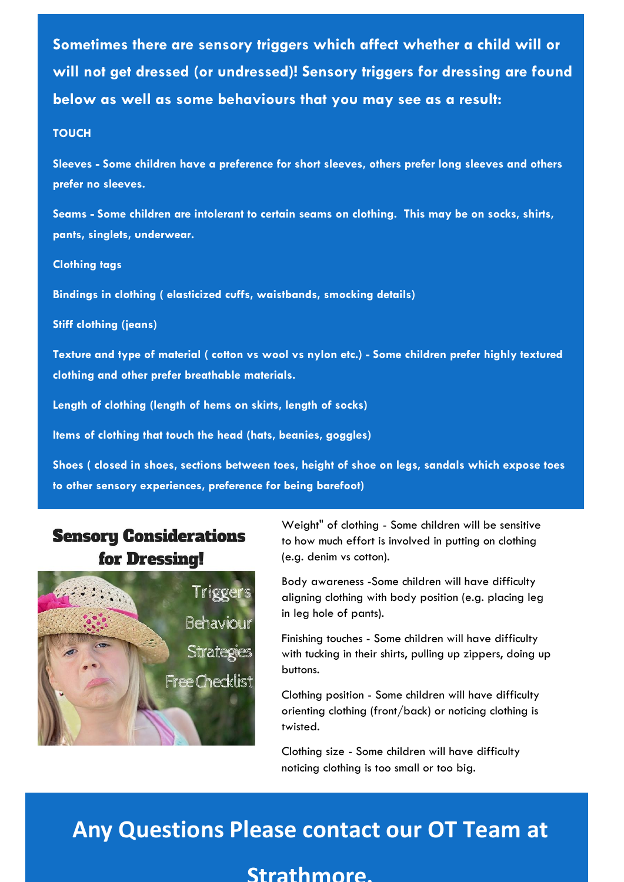**Sometimes there are sensory triggers which affect whether a child will or will not get dressed (or undressed)! Sensory triggers for dressing are found below as well as some behaviours that you may see as a result:**

**TOUCH**

**Sleeves - Some children have a preference for short sleeves, others prefer long sleeves and others prefer no sleeves.**

**Seams - Some children are intolerant to certain seams on clothing. This may be on socks, shirts, pants, singlets, underwear.**

**Clothing tags**

**Bindings in clothing ( elasticized cuffs, waistbands, smocking details)**

**Stiff clothing (jeans)**

**Texture and type of material ( cotton vs wool vs nylon etc.) - Some children prefer highly textured clothing and other prefer breathable materials.**

**Length of clothing (length of hems on skirts, length of socks)**

**Items of clothing that touch the head (hats, beanies, goggles)**

**Shoes ( closed in shoes, sections between toes, height of shoe on legs, sandals which expose toes to other sensory experiences, preference for being barefoot)**

## Sensory Considerations for Dressing!

Triggers
Behaviour
Strategies
Free Checklist

Weight" of clothing - Some children will be sensitive to how much effort is involved in putting on clothing (e.g. denim vs cotton).

Body awareness -Some children will have difficulty aligning clothing with body position (e.g. placing leg in leg hole of pants).

Finishing touches - Some children will have difficulty with tucking in their shirts, pulling up zippers, doing up buttons.

Clothing position - Some children will have difficulty orienting clothing (front/back) or noticing clothing is twisted.

Clothing size - Some children will have difficulty noticing clothing is too small or too big.

## Any Questions Please contact our OT Team at Strathmore.